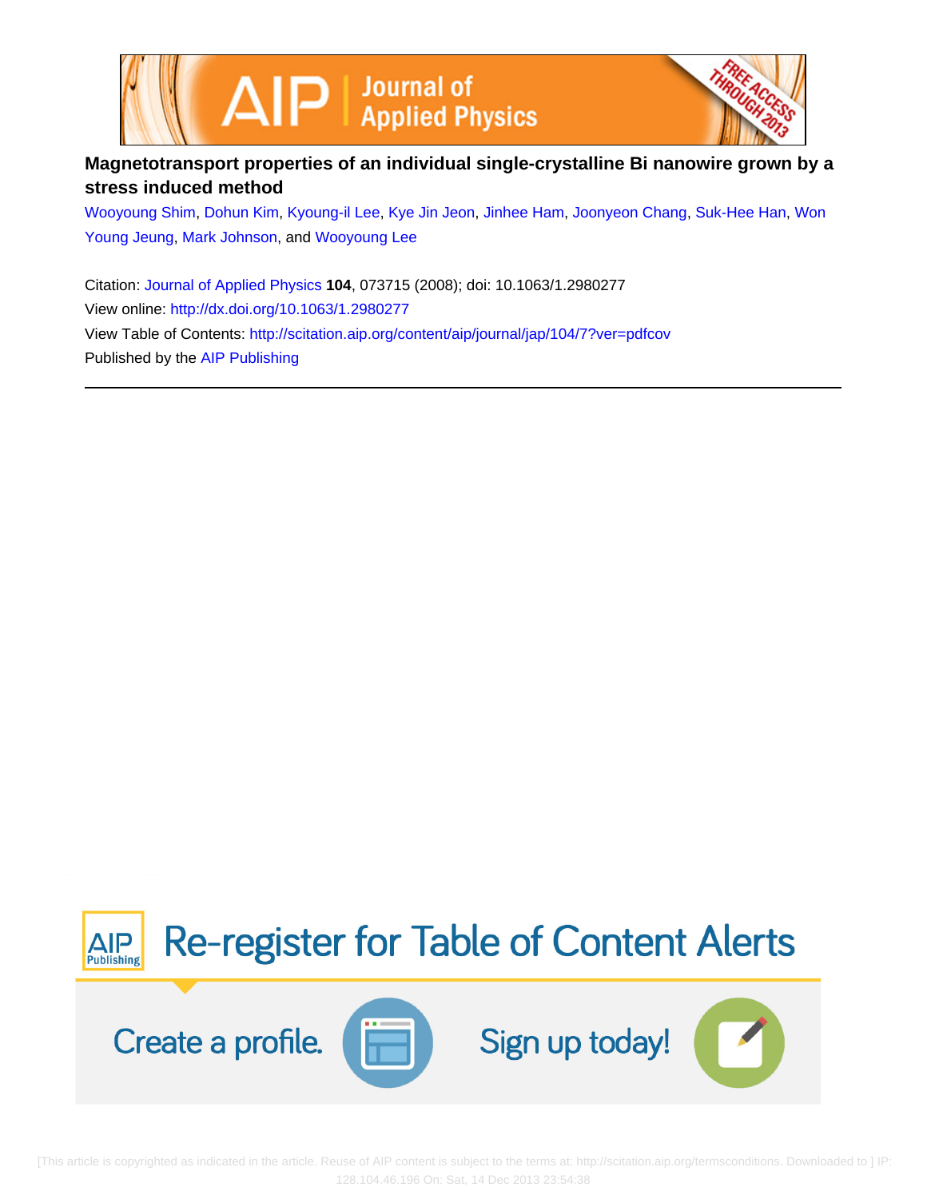# Magnetotransport properties of an individual single-crystalline Bi nanowire grown by a stress induced method

Wooyoung Shim, Dohun Kim, Kyoung-il Lee, Kye Jin Jeon, Jinhee Ham, Joonyeon Chang, Suk-Hee Han, Won Young Jeung, Mark Johnson, and Wooyoung Lee

Citation: Journal of Applied Physics **104**, 073715 (2008); doi: 10.1063/1.2980277

View online: http://dx.doi.org/10.1063/1.2980277

View Table of Contents: http://scitation.aip.org/content/aip/journal/jap/104/7?ver=pdfcov

Published by the AIP Publishing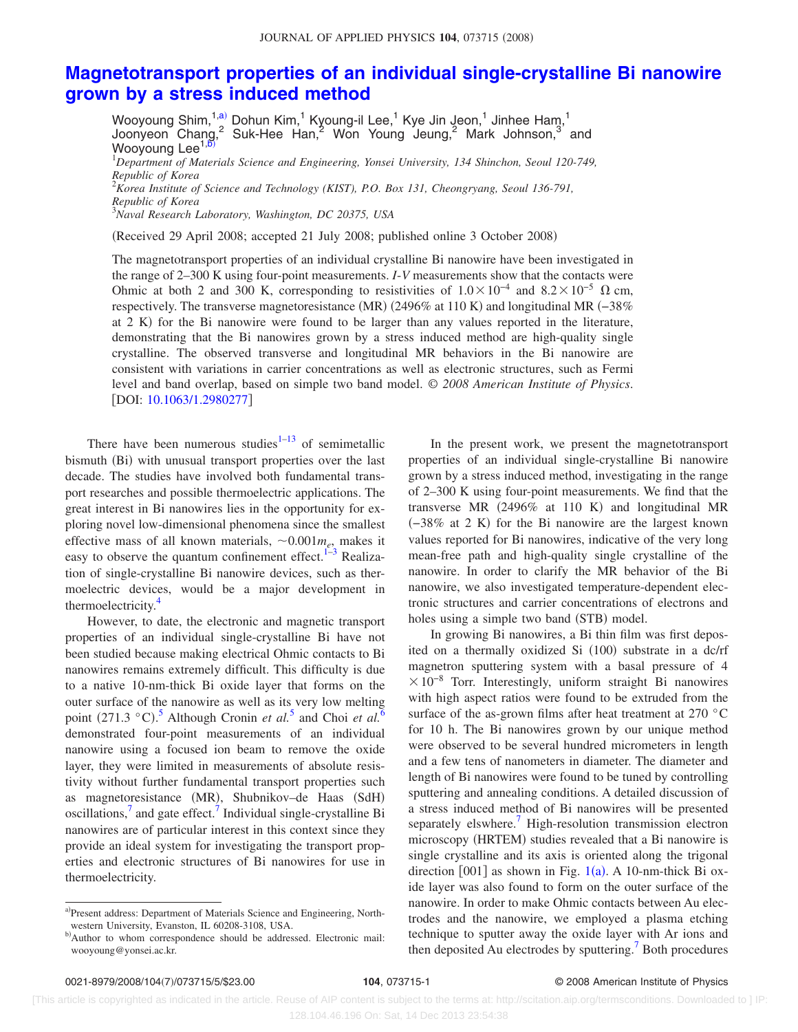# Magnetotransport properties of an individual single-crystalline Bi nanowire grown by a stress induced method

Wooyoung Shim,[1,a)] Dohun Kim,[1] Kyoung-il Lee,[1] Kye Jin Jeon,[1] Jinhee Ham,[1] Joonyeon Chang,[2] Suk-Hee Han,[2] Won Young Jeung,[2] Mark Johnson,[3] and Wooyoung Lee[1,b)]

[1]*Department of Materials Science and Engineering, Yonsei University, 134 Shinchon, Seoul 120-749, Republic of Korea*
[2]*Korea Institute of Science and Technology (KIST), P.O. Box 131, Cheongryang, Seoul 136-791, Republic of Korea*
[3]*Naval Research Laboratory, Washington, DC 20375, USA*

(Received 29 April 2008; accepted 21 July 2008; published online 3 October 2008)

The magnetotransport properties of an individual crystalline Bi nanowire have been investigated in the range of 2–300 K using four-point measurements. *I-V* measurements show that the contacts were Ohmic at both 2 and 300 K, corresponding to resistivities of $1.0\times10^{-4}$ and $8.2\times10^{-5}$ $\Omega$ cm, respectively. The transverse magnetoresistance (MR) (2496% at 110 K) and longitudinal MR (−38% at 2 K) for the Bi nanowire were found to be larger than any values reported in the literature, demonstrating that the Bi nanowires grown by a stress induced method are high-quality single crystalline. The observed transverse and longitudinal MR behaviors in the Bi nanowire are consistent with variations in carrier concentrations as well as electronic structures, such as Fermi level and band overlap, based on simple two band model. © *2008 American Institute of Physics*. [DOI: 10.1063/1.2980277]

There have been numerous studies[1–13] of semimetallic bismuth (Bi) with unusual transport properties over the last decade. The studies have involved both fundamental transport researches and possible thermoelectric applications. The great interest in Bi nanowires lies in the opportunity for exploring novel low-dimensional phenomena since the smallest effective mass of all known materials, $\sim0.001m_e$, makes it easy to observe the quantum confinement effect.[1–3] Realization of single-crystalline Bi nanowire devices, such as thermoelectric devices, would be a major development in thermoelectricity.[4]

However, to date, the electronic and magnetic transport properties of an individual single-crystalline Bi have not been studied because making electrical Ohmic contacts to Bi nanowires remains extremely difficult. This difficulty is due to a native 10-nm-thick Bi oxide layer that forms on the outer surface of the nanowire as well as its very low melting point (271.3 °C).[5] Although Cronin *et al.*[5] and Choi *et al.*[6] demonstrated four-point measurements of an individual nanowire using a focused ion beam to remove the oxide layer, they were limited in measurements of absolute resistivity without further fundamental transport properties such as magnetoresistance (MR), Shubnikov–de Haas (SdH) oscillations,[7] and gate effect.[7] Individual single-crystalline Bi nanowires are of particular interest in this context since they provide an ideal system for investigating the transport properties and electronic structures of Bi nanowires for use in thermoelectricity.

In the present work, we present the magnetotransport properties of an individual single-crystalline Bi nanowire grown by a stress induced method, investigating in the range of 2–300 K using four-point measurements. We find that the transverse MR (2496% at 110 K) and longitudinal MR (−38% at 2 K) for the Bi nanowire are the largest known values reported for Bi nanowires, indicative of the very long mean-free path and high-quality single crystalline of the nanowire. In order to clarify the MR behavior of the Bi nanowire, we also investigated temperature-dependent electronic structures and carrier concentrations of electrons and holes using a simple two band (STB) model.

In growing Bi nanowires, a Bi thin film was first deposited on a thermally oxidized Si (100) substrate in a dc/rf magnetron sputtering system with a basal pressure of $4\times10^{-8}$ Torr. Interestingly, uniform straight Bi nanowires with high aspect ratios were found to be extruded from the surface of the as-grown films after heat treatment at 270 °C for 10 h. The Bi nanowires grown by our unique method were observed to be several hundred micrometers in length and a few tens of nanometers in diameter. The diameter and length of Bi nanowires were found to be tuned by controlling sputtering and annealing conditions. A detailed discussion of a stress induced method of Bi nanowires will be presented separately elswhere.[7] High-resolution transmission electron microscopy (HRTEM) studies revealed that a Bi nanowire is single crystalline and its axis is oriented along the trigonal direction [001] as shown in Fig. 1(a). A 10-nm-thick Bi oxide layer was also found to form on the outer surface of the nanowire. In order to make Ohmic contacts between Au electrodes and the nanowire, we employed a plasma etching technique to sputter away the oxide layer with Ar ions and then deposited Au electrodes by sputtering.[7] Both procedures

---

a)Present address: Department of Materials Science and Engineering, Northwestern University, Evanston, IL 60208-3108, USA.
b)Author to whom correspondence should be addressed. Electronic mail: wooyoung@yonsei.ac.kr.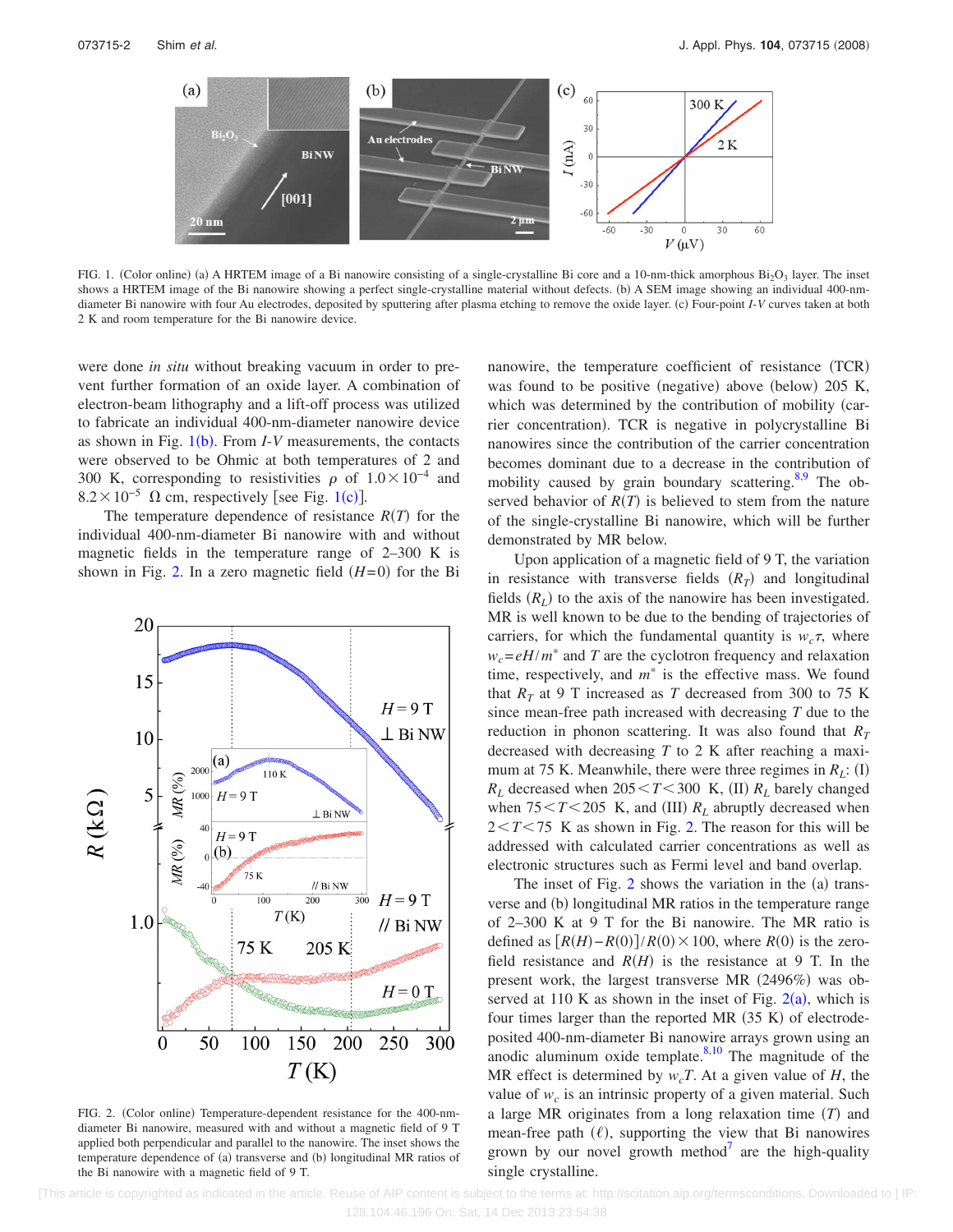FIG. 1. (Color online) (a) A HRTEM image of a Bi nanowire consisting of a single-crystalline Bi core and a 10-nm-thick amorphous $Bi_2O_3$ layer. The inset shows a HRTEM image of the Bi nanowire showing a perfect single-crystalline material without defects. (b) A SEM image showing an individual 400-nm-diameter Bi nanowire with four Au electrodes, deposited by sputtering after plasma etching to remove the oxide layer. (c) Four-point *I-V* curves taken at both 2 K and room temperature for the Bi nanowire device.

were done *in situ* without breaking vacuum in order to prevent further formation of an oxide layer. A combination of electron-beam lithography and a lift-off process was utilized to fabricate an individual 400-nm-diameter nanowire device as shown in Fig. 1(b). From *I-V* measurements, the contacts were observed to be Ohmic at both temperatures of 2 and 300 K, corresponding to resistivities $\rho$ of $1.0\times10^{-4}$ and $8.2\times10^{-5}$ $\Omega$ cm, respectively [see Fig. 1(c)].

The temperature dependence of resistance $R(T)$ for the individual 400-nm-diameter Bi nanowire with and without magnetic fields in the temperature range of 2–300 K is shown in Fig. 2. In a zero magnetic field ($H=0$) for the Bi nanowire, the temperature coefficient of resistance (TCR) was found to be positive (negative) above (below) 205 K, which was determined by the contribution of mobility (carrier concentration). TCR is negative in polycrystalline Bi nanowires since the contribution of the carrier concentration becomes dominant due to a decrease in the contribution of mobility caused by grain boundary scattering.[8,9] The observed behavior of $R(T)$ is believed to stem from the nature of the single-crystalline Bi nanowire, which will be further demonstrated by MR below.

FIG. 2. (Color online) Temperature-dependent resistance for the 400-nm-diameter Bi nanowire, measured with and without a magnetic field of 9 T applied both perpendicular and parallel to the nanowire. The inset shows the temperature dependence of (a) transverse and (b) longitudinal MR ratios of the Bi nanowire with a magnetic field of 9 T.

Upon application of a magnetic field of 9 T, the variation in resistance with transverse fields ($R_T$) and longitudinal fields ($R_L$) to the axis of the nanowire has been investigated. MR is well known to be due to the bending of trajectories of carriers, for which the fundamental quantity is $w_c\tau$, where $w_c=eH/m^*$ and $T$ are the cyclotron frequency and relaxation time, respectively, and $m^*$ is the effective mass. We found that $R_T$ at 9 T increased as $T$ decreased from 300 to 75 K since mean-free path increased with decreasing $T$ due to the reduction in phonon scattering. It was also found that $R_T$ decreased with decreasing $T$ to 2 K after reaching a maximum at 75 K. Meanwhile, there were three regimes in $R_L$: (I) $R_L$ decreased when $205<T<300$ K, (II) $R_L$ barely changed when $75<T<205$ K, and (III) $R_L$ abruptly decreased when $2<T<75$ K as shown in Fig. 2. The reason for this will be addressed with calculated carrier concentrations as well as electronic structures such as Fermi level and band overlap.

The inset of Fig. 2 shows the variation in the (a) transverse and (b) longitudinal MR ratios in the temperature range of 2–300 K at 9 T for the Bi nanowire. The MR ratio is defined as $[R(H)-R(0)]/R(0)\times100$, where $R(0)$ is the zero-field resistance and $R(H)$ is the resistance at 9 T. In the present work, the largest transverse MR (2496%) was observed at 110 K as shown in the inset of Fig. 2(a), which is four times larger than the reported MR (35 K) of electrodeposited 400-nm-diameter Bi nanowire arrays grown using an anodic aluminum oxide template.[8,10] The magnitude of the MR effect is determined by $w_cT$. At a given value of $H$, the value of $w_c$ is an intrinsic property of a given material. Such a large MR originates from a long relaxation time ($T$) and mean-free path ($\ell$), supporting the view that Bi nanowires grown by our novel growth method[7] are the high-quality single crystalline.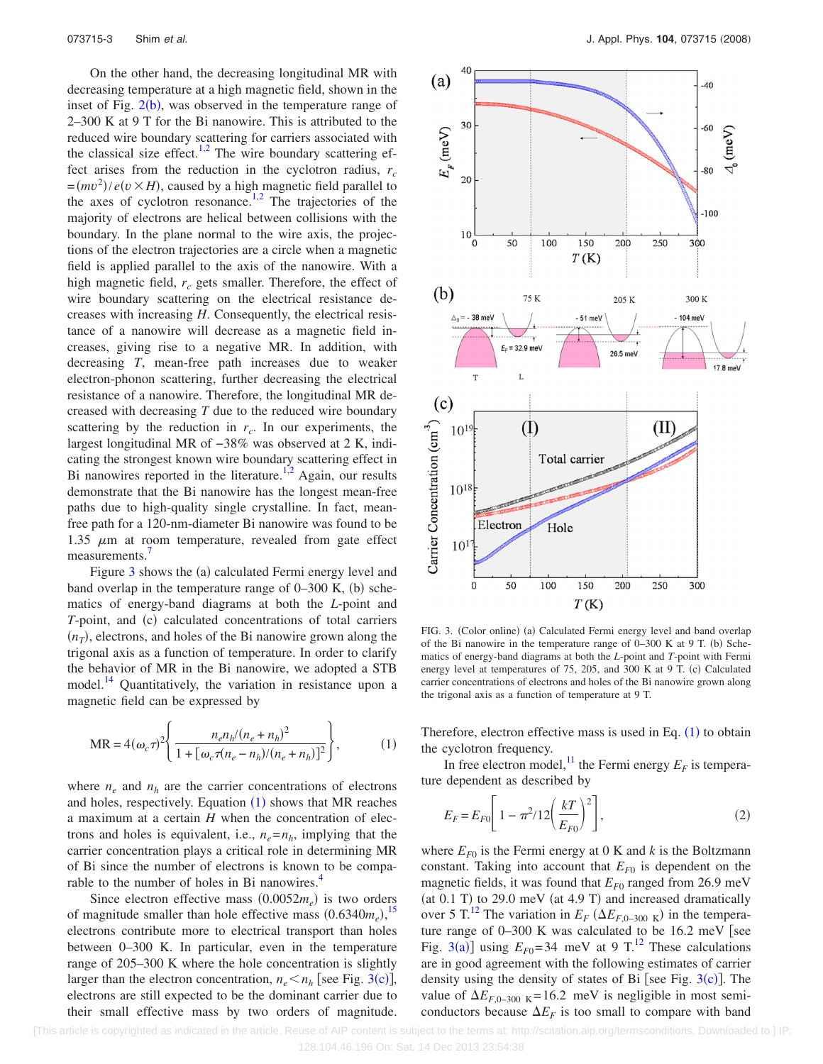On the other hand, the decreasing longitudinal MR with decreasing temperature at a high magnetic field, shown in the inset of Fig. 2(b), was observed in the temperature range of 2–300 K at 9 T for the Bi nanowire. This is attributed to the reduced wire boundary scattering for carriers associated with the classical size effect.[1,2] The wire boundary scattering effect arises from the reduction in the cyclotron radius, $r_c = (mv^2)/e(v \times H)$, caused by a high magnetic field parallel to the axes of cyclotron resonance.[1,2] The trajectories of the majority of electrons are helical between collisions with the boundary. In the plane normal to the wire axis, the projections of the electron trajectories are a circle when a magnetic field is applied parallel to the axis of the nanowire. With a high magnetic field, $r_c$ gets smaller. Therefore, the effect of wire boundary scattering on the electrical resistance decreases with increasing $H$. Consequently, the electrical resistance of a nanowire will decrease as a magnetic field increases, giving rise to a negative MR. In addition, with decreasing $T$, mean-free path increases due to weaker electron-phonon scattering, further decreasing the electrical resistance of a nanowire. Therefore, the longitudinal MR decreased with decreasing $T$ due to the reduced wire boundary scattering by the reduction in $r_c$. In our experiments, the largest longitudinal MR of −38% was observed at 2 K, indicating the strongest known wire boundary scattering effect in Bi nanowires reported in the literature.[1,2] Again, our results demonstrate that the Bi nanowire has the longest mean-free paths due to high-quality single crystalline. In fact, mean-free path for a 120-nm-diameter Bi nanowire was found to be 1.35 $\mu$m at room temperature, revealed from gate effect measurements.[7]

Figure 3 shows the (a) calculated Fermi energy level and band overlap in the temperature range of 0–300 K, (b) schematics of energy-band diagrams at both the $L$-point and $T$-point, and (c) calculated concentrations of total carriers ($n_T$), electrons, and holes of the Bi nanowire grown along the trigonal axis as a function of temperature. In order to clarify the behavior of MR in the Bi nanowire, we adopted a STB model.[14] Quantitatively, the variation in resistance upon a magnetic field can be expressed by

$$\mathrm{MR} = 4(\omega_c \tau)^2 \left\{ \frac{n_e n_h/(n_e + n_h)^2}{1 + [\omega_c \tau (n_e - n_h)/(n_e + n_h)]^2} \right\}, \tag{1}$$

where $n_e$ and $n_h$ are the carrier concentrations of electrons and holes, respectively. Equation (1) shows that MR reaches a maximum at a certain $H$ when the concentration of electrons and holes is equivalent, i.e., $n_e = n_h$, implying that the carrier concentration plays a critical role in determining MR of Bi since the number of electrons is known to be comparable to the number of holes in Bi nanowires.[4]

Since electron effective mass $(0.0052 m_e)$ is two orders of magnitude smaller than hole effective mass $(0.6340 m_e)$,[15] electrons contribute more to electrical transport than holes between 0–300 K. In particular, even in the temperature range of 205–300 K where the hole concentration is slightly larger than the electron concentration, $n_e < n_h$ [see Fig. 3(c)], electrons are still expected to be the dominant carrier due to their small effective mass by two orders of magnitude. Therefore, electron effective mass is used in Eq. (1) to obtain the cyclotron frequency.

FIG. 3. (Color online) (a) Calculated Fermi energy level and band overlap of the Bi nanowire in the temperature range of 0–300 K at 9 T. (b) Schematics of energy-band diagrams at both the $L$-point and $T$-point with Fermi energy level at temperatures of 75, 205, and 300 K at 9 T. (c) Calculated carrier concentrations of electrons and holes of the Bi nanowire grown along the trigonal axis as a function of temperature at 9 T.

In free electron model,[11] the Fermi energy $E_F$ is temperature dependent as described by

$$E_F = E_{F0}\left[1 - \pi^2/12\left(\frac{kT}{E_{F0}}\right)^2\right], \tag{2}$$

where $E_{F0}$ is the Fermi energy at 0 K and $k$ is the Boltzmann constant. Taking into account that $E_{F0}$ is dependent on the magnetic fields, it was found that $E_{F0}$ ranged from 26.9 meV (at 0.1 T) to 29.0 meV (at 4.9 T) and increased dramatically over 5 T.[12] The variation in $E_F$ ($\Delta E_{F,0\text{–}300\ \mathrm{K}}$) in the temperature range of 0–300 K was calculated to be 16.2 meV [see Fig. 3(a)] using $E_{F0} = 34$ meV at 9 T.[12] These calculations are in good agreement with the following estimates of carrier density using the density of states of Bi [see Fig. 3(c)]. The value of $\Delta E_{F,0\text{–}300\ \mathrm{K}} = 16.2$ meV is negligible in most semiconductors because $\Delta E_F$ is too small to compare with band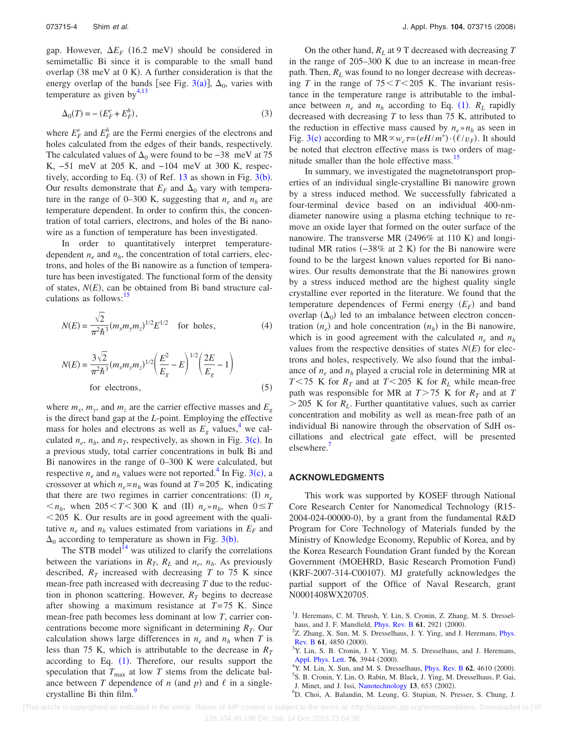gap. However, $\Delta E_F$ (16.2 meV) should be considered in semimetallic Bi since it is comparable to the small band overlap (38 meV at 0 K). A further consideration is that the energy overlap of the bands [see Fig. 3(a)], $\Delta_0$, varies with temperature as given by[4,13]

$$\Delta_0(T) = -(E_F^e + E_F^h), \tag{3}$$

where $E_F^e$ and $E_F^h$ are the Fermi energies of the electrons and holes calculated from the edges of their bands, respectively. The calculated values of $\Delta_0$ were found to be −38 meV at 75 K, −51 meV at 205 K, and −104 meV at 300 K, respectively, according to Eq. (3) of Ref. 13 as shown in Fig. 3(b). Our results demonstrate that $E_F$ and $\Delta_0$ vary with temperature in the range of 0–300 K, suggesting that $n_e$ and $n_h$ are temperature dependent. In order to confirm this, the concentration of total carriers, electrons, and holes of the Bi nanowire as a function of temperature has been investigated.

In order to quantitatively interpret temperature-dependent $n_e$ and $n_h$, the concentration of total carriers, electrons, and holes of the Bi nanowire as a function of temperature has been investigated. The functional form of the density of states, $N(E)$, can be obtained from Bi band structure calculations as follows:[15]

$$N(E) = \frac{\sqrt{2}}{\pi^2\hbar^3}(m_x m_y m_z)^{1/2}E^{1/2} \quad \text{for holes}, \tag{4}$$

$$N(E) = \frac{3\sqrt{2}}{\pi^2\hbar^3}(m_x m_y m_z)^{1/2}\left(\frac{E^2}{E_g} - E\right)^{1/2}\left(\frac{2E}{E_g} - 1\right) \quad \text{for electrons}, \tag{5}$$

where $m_x$, $m_y$, and $m_z$ are the carrier effective masses and $E_g$ is the direct band gap at the $L$-point. Employing the effective mass for holes and electrons as well as $E_g$ values,[4] we calculated $n_e$, $n_h$, and $n_T$, respectively, as shown in Fig. 3(c). In a previous study, total carrier concentrations in bulk Bi and Bi nanowires in the range of 0–300 K were calculated, but respective $n_e$ and $n_h$ values were not reported.[4] In Fig. 3(c), a crossover at which $n_e = n_h$ was found at $T = 205$ K, indicating that there are two regimes in carrier concentrations: (I) $n_e < n_h$, when $205 < T < 300$ K and (II) $n_e \gg n_h$, when $0 \leq T < 205$ K. Our results are in good agreement with the qualitative $n_e$ and $n_h$ values estimated from variations in $E_F$ and $\Delta_0$ according to temperature as shown in Fig. 3(b).

The STB model[14] was utilized to clarify the correlations between the variations in $R_T$, $R_L$ and $n_e$, $n_h$. As previously described, $R_T$ increased with decreasing $T$ to 75 K since mean-free path increased with decreasing $T$ due to the reduction in phonon scattering. However, $R_T$ begins to decrease after showing a maximum resistance at $T = 75$ K. Since mean-free path becomes less dominant at low $T$, carrier concentrations become more significant in determining $R_T$. Our calculation shows large differences in $n_e$ and $n_h$ when $T$ is less than 75 K, which is attributable to the decrease in $R_T$ according to Eq. (1). Therefore, our results support the speculation that $T_{\max}$ at low $T$ stems from the delicate balance between $T$ dependence of $n$ (and $p$) and $\ell$ in a single-crystalline Bi thin film.[9]

On the other hand, $R_L$ at 9 T decreased with decreasing $T$ in the range of 205–300 K due to an increase in mean-free path. Then, $R_L$ was found to no longer decrease with decreasing $T$ in the range of $75 < T < 205$ K. The invariant resistance in the temperature range is attributable to the imbalance between $n_e$ and $n_h$ according to Eq. (1). $R_L$ rapidly decreased with decreasing $T$ to less than 75 K, attributed to the reduction in effective mass caused by $n_e \gg n_h$ as seen in Fig. 3(c) according to $\mathrm{MR} \propto w_c\tau = (eH/m^*) \cdot (\ell/v_F)$. It should be noted that electron effective mass is two orders of magnitude smaller than the hole effective mass.[15]

In summary, we investigated the magnetotransport properties of an individual single-crystalline Bi nanowire grown by a stress induced method. We successfully fabricated a four-terminal device based on an individual 400-nm-diameter nanowire using a plasma etching technique to remove an oxide layer that formed on the outer surface of the nanowire. The transverse MR (2496% at 110 K) and longitudinal MR ratios (−38% at 2 K) for the Bi nanowire were found to be the largest known values reported for Bi nanowires. Our results demonstrate that the Bi nanowires grown by a stress induced method are the highest quality single crystalline ever reported in the literature. We found that the temperature dependences of Fermi energy ($E_F$) and band overlap ($\Delta_0$) led to an imbalance between electron concentration ($n_e$) and hole concentration ($n_h$) in the Bi nanowire, which is in good agreement with the calculated $n_e$ and $n_h$ values from the respective densities of states $N(E)$ for electrons and holes, respectively. We also found that the imbalance of $n_e$ and $n_h$ played a crucial role in determining MR at $T < 75$ K for $R_T$ and at $T < 205$ K for $R_L$ while mean-free path was responsible for MR at $T > 75$ K for $R_T$ and at $T > 205$ K for $R_L$. Further quantitative values, such as carrier concentration and mobility as well as mean-free path of an individual Bi nanowire through the observation of SdH oscillations and electrical gate effect, will be presented elsewhere.[7]

## ACKNOWLEDGMENTS

This work was supported by KOSEF through National Core Research Center for Nanomedical Technology (R15-2004-024-00000-0), by a grant from the fundamental R&D Program for Core Technology of Materials funded by the Ministry of Knowledge Economy, Republic of Korea, and by the Korea Research Foundation Grant funded by the Korean Government (MOEHRD, Basic Research Promotion Fund) (KRF-2007-314-C00107). MJ gratefully acknowledges the partial support of the Office of Naval Research, grant N0001408WX20705.

[1] J. Heremans, C. M. Thrush, Y. Lin, S. Cronin, Z. Zhang, M. S. Dresselhaus, and J. F. Mansfield, Phys. Rev. B **61**, 2921 (2000).
[2] Z. Zhang, X. Sun, M. S. Dresselhaus, J. Y. Ying, and J. Heremans, Phys. Rev. B **61**, 4850 (2000).
[3] Y. Lin, S. B. Cronin, J. Y. Ying, M. S. Dresselhaus, and J. Heremans, Appl. Phys. Lett. **76**, 3944 (2000).
[4] Y. M. Lin, X. Sun, and M. S. Dresselhaus, Phys. Rev. B **62**, 4610 (2000).
[5] S. B. Cronin, Y. Lin, O. Rabin, M. Black, J. Ying, M. Dresselhaus, P. Gai, J. Minet, and J. Issi, Nanotechnology **13**, 653 (2002).
[6] D. Choi, A. Balandin, M. Leung, G. Stupian, N. Presser, S. Chung, J.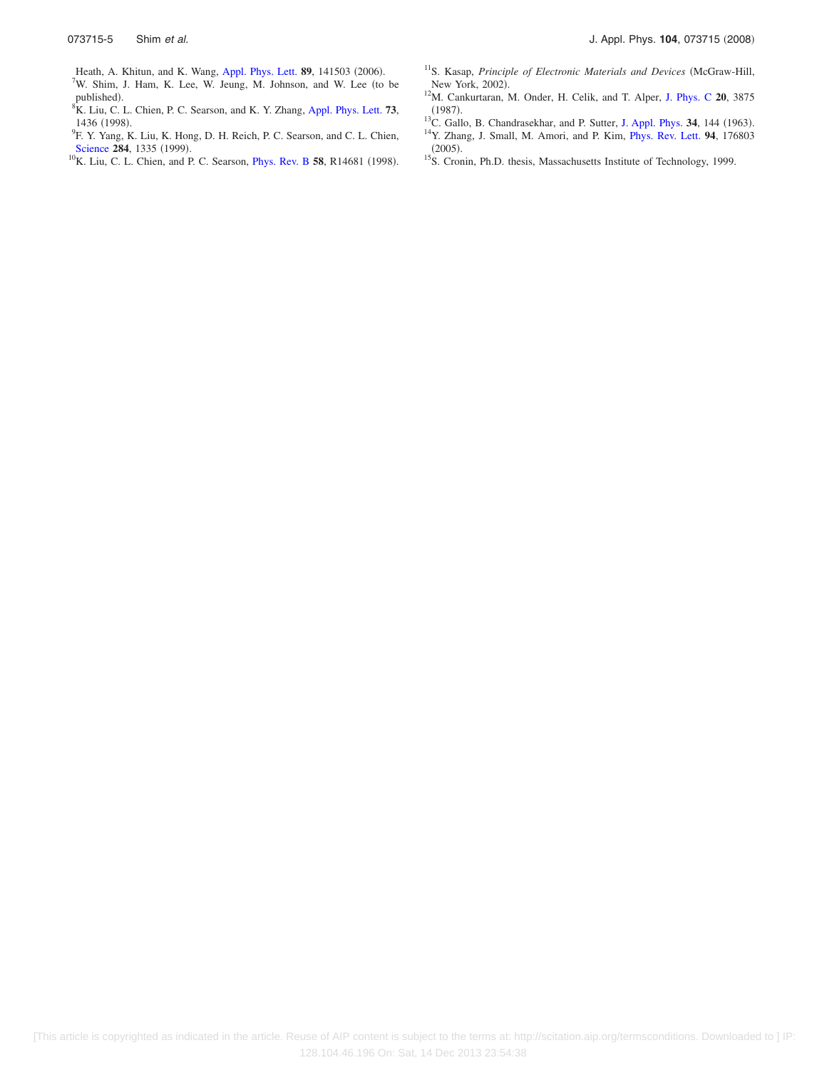Heath, A. Khitun, and K. Wang, Appl. Phys. Lett. **89**, 141503 (2006).

[7]W. Shim, J. Ham, K. Lee, W. Jeung, M. Johnson, and W. Lee (to be published).

[8]K. Liu, C. L. Chien, P. C. Searson, and K. Y. Zhang, Appl. Phys. Lett. **73**, 1436 (1998).

[9]F. Y. Yang, K. Liu, K. Hong, D. H. Reich, P. C. Searson, and C. L. Chien, Science **284**, 1335 (1999).

[10]K. Liu, C. L. Chien, and P. C. Searson, Phys. Rev. B **58**, R14681 (1998).

[11]S. Kasap, *Principle of Electronic Materials and Devices* (McGraw-Hill, New York, 2002).

[12]M. Cankurtaran, M. Onder, H. Celik, and T. Alper, J. Phys. C **20**, 3875 (1987).

[13]C. Gallo, B. Chandrasekhar, and P. Sutter, J. Appl. Phys. **34**, 144 (1963).

[14]Y. Zhang, J. Small, M. Amori, and P. Kim, Phys. Rev. Lett. **94**, 176803 (2005).

[15]S. Cronin, Ph.D. thesis, Massachusetts Institute of Technology, 1999.